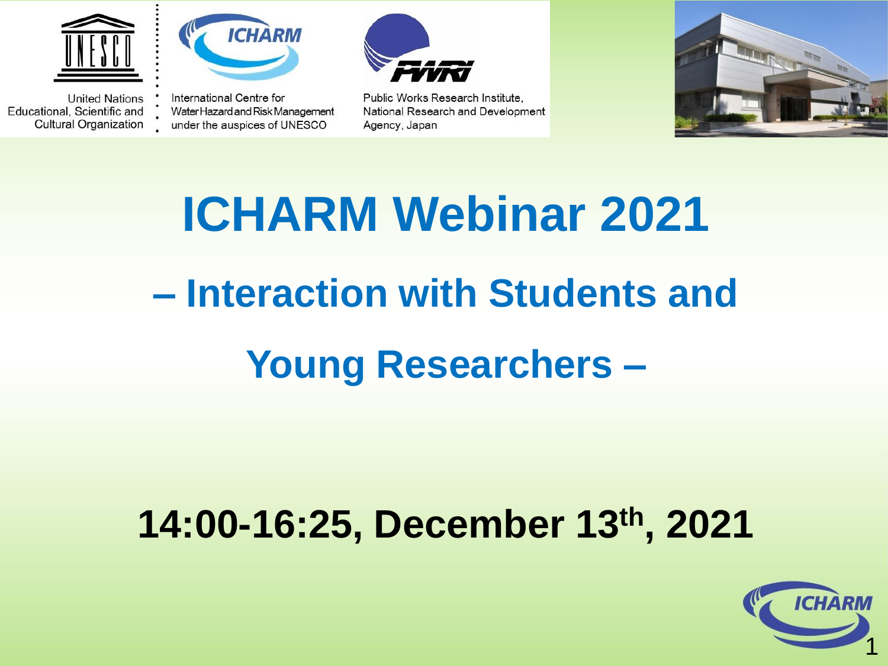United Nations Educational, Scientific and Cultural Organization

International Centre for Water Hazard and Risk Management under the auspices of UNESCO

Public Works Research Institute, National Research and Development Agency, Japan

# ICHARM Webinar 2021

## – Interaction with Students and Young Researchers –

**14:00-16:25, December 13th, 2021**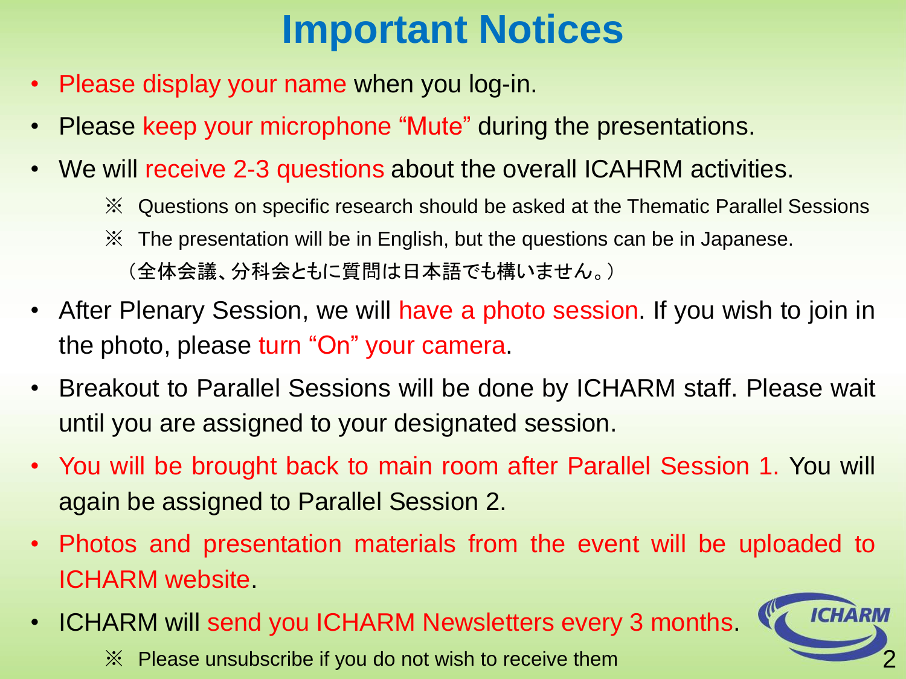# Important Notices

- Please display your name when you log-in.
- Please keep your microphone "Mute" during the presentations.
- We will receive 2-3 questions about the overall ICAHRM activities.
  - ※ Questions on specific research should be asked at the Thematic Parallel Sessions
  - ※ The presentation will be in English, but the questions can be in Japanese.
    （全体会議、分科会ともに質問は日本語でも構いません。）
- After Plenary Session, we will have a photo session. If you wish to join in the photo, please turn "On" your camera.
- Breakout to Parallel Sessions will be done by ICHARM staff. Please wait until you are assigned to your designated session.
- You will be brought back to main room after Parallel Session 1. You will again be assigned to Parallel Session 2.
- Photos and presentation materials from the event will be uploaded to ICHARM website.
- ICHARM will send you ICHARM Newsletters every 3 months.
  - ※ Please unsubscribe if you do not wish to receive them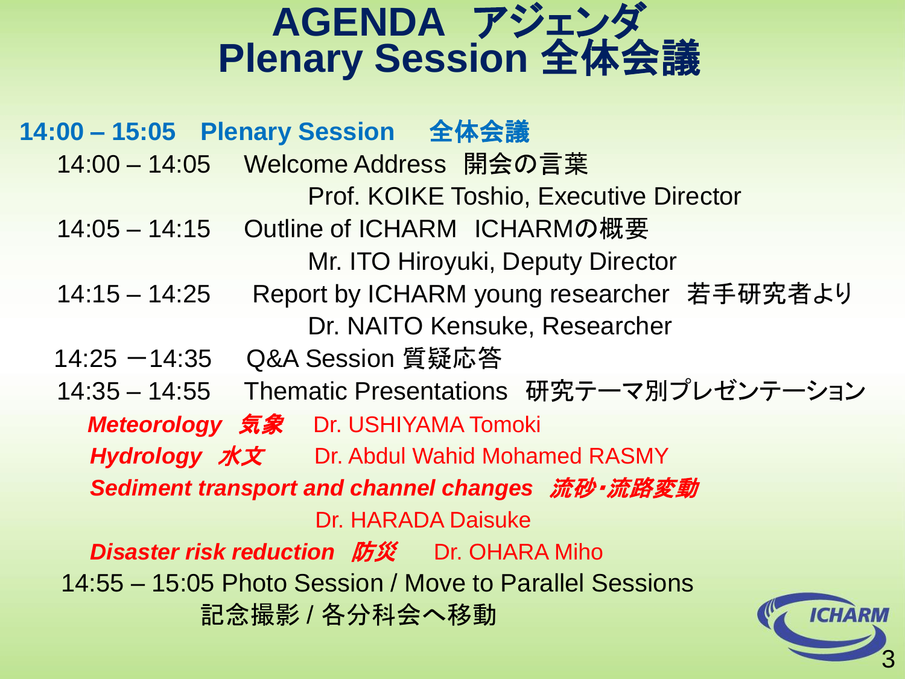# AGENDA アジェンダ
# Plenary Session 全体会議

**14:00 – 15:05 Plenary Session 全体会議**

14:00 – 14:05 Welcome Address 開会の言葉
Prof. KOIKE Toshio, Executive Director

14:05 – 14:15 Outline of ICHARM ICHARMの概要
Mr. ITO Hiroyuki, Deputy Director

14:15 – 14:25 Report by ICHARM young researcher 若手研究者より
Dr. NAITO Kensuke, Researcher

14:25 －14:35 Q&A Session 質疑応答

14:35 – 14:55 Thematic Presentations 研究テーマ別プレゼンテーション

***Meteorology 気象*** Dr. USHIYAMA Tomoki

***Hydrology 水文*** Dr. Abdul Wahid Mohamed RASMY

***Sediment transport and channel changes 流砂・流路変動*** Dr. HARADA Daisuke

***Disaster risk reduction 防災*** Dr. OHARA Miho

14:55 – 15:05 Photo Session / Move to Parallel Sessions
記念撮影 / 各分科会へ移動

ICHARM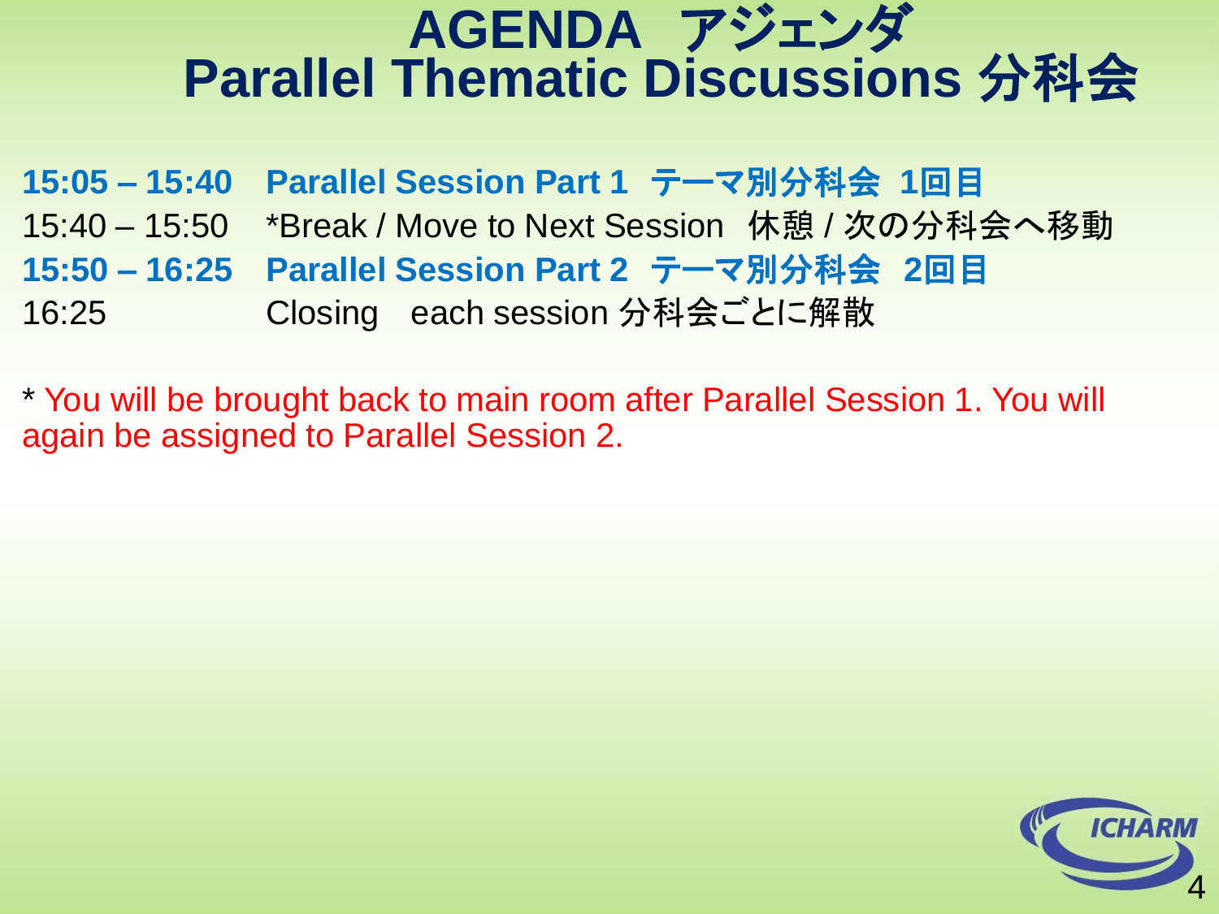# AGENDA　アジェンダ
# Parallel Thematic Discussions 分科会

| | |
|---|---|
| **15:05 – 15:40** | **Parallel Session Part 1　テーマ別分科会　1回目** |
| 15:40 – 15:50 | *Break / Move to Next Session　休憩 / 次の分科会へ移動 |
| **15:50 – 16:25** | **Parallel Session Part 2　テーマ別分科会　2回目** |
| 16:25 | Closing　each session 分科会ごとに解散 |

* You will be brought back to main room after Parallel Session 1. You will again be assigned to Parallel Session 2.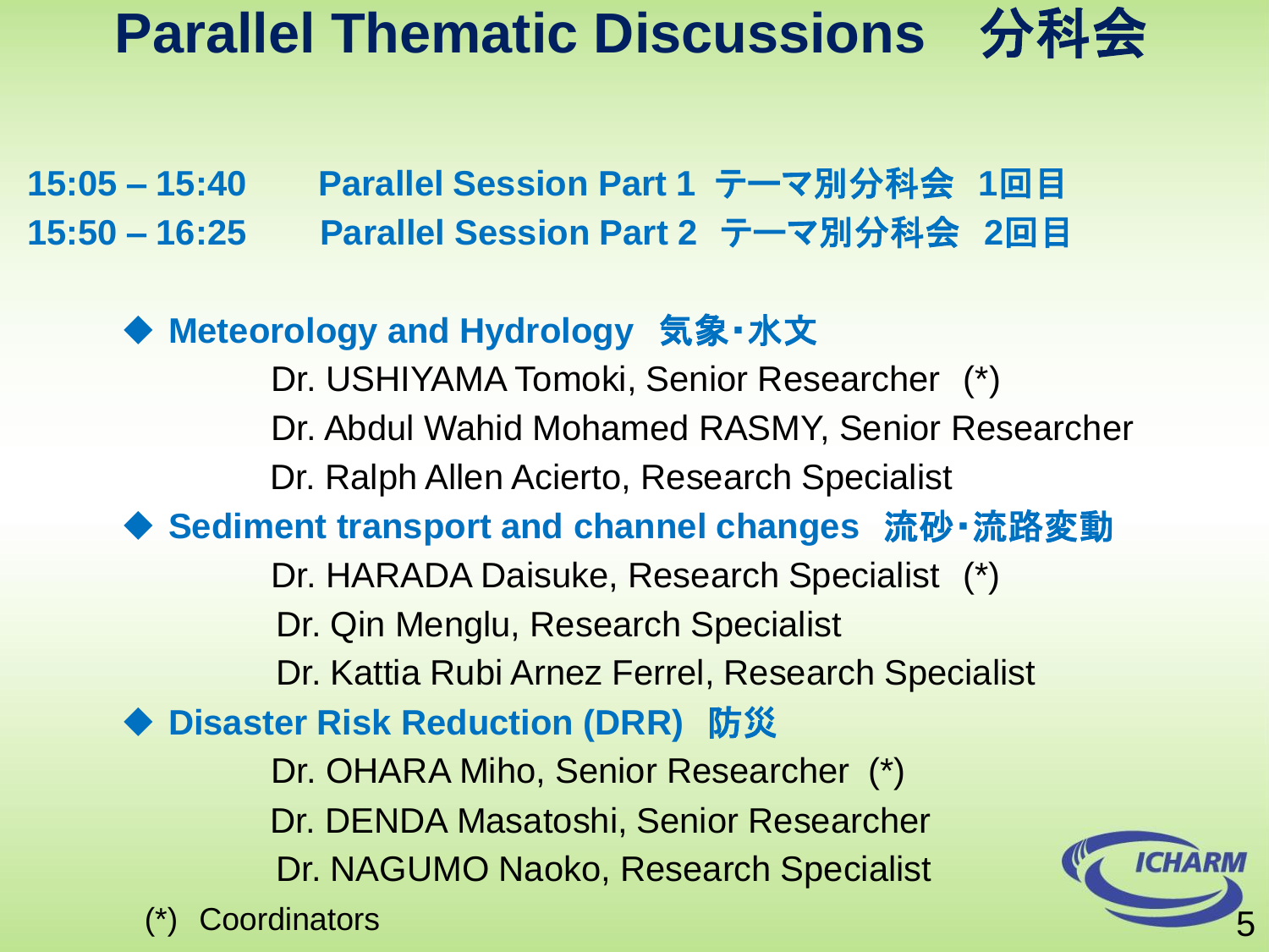# Parallel Thematic Discussions　分科会

**15:05 – 15:40　Parallel Session Part 1 テーマ別分科会 1回目**
**15:50 – 16:25　Parallel Session Part 2 テーマ別分科会 2回目**

◆ **Meteorology and Hydrology　気象・水文**

Dr. USHIYAMA Tomoki, Senior Researcher (*)
Dr. Abdul Wahid Mohamed RASMY, Senior Researcher
Dr. Ralph Allen Acierto, Research Specialist

◆ **Sediment transport and channel changes　流砂・流路変動**

Dr. HARADA Daisuke, Research Specialist (*)
Dr. Qin Menglu, Research Specialist
Dr. Kattia Rubi Arnez Ferrel, Research Specialist

◆ **Disaster Risk Reduction (DRR)　防災**

Dr. OHARA Miho, Senior Researcher (*)
Dr. DENDA Masatoshi, Senior Researcher
Dr. NAGUMO Naoko, Research Specialist

(*) Coordinators

ICHARM